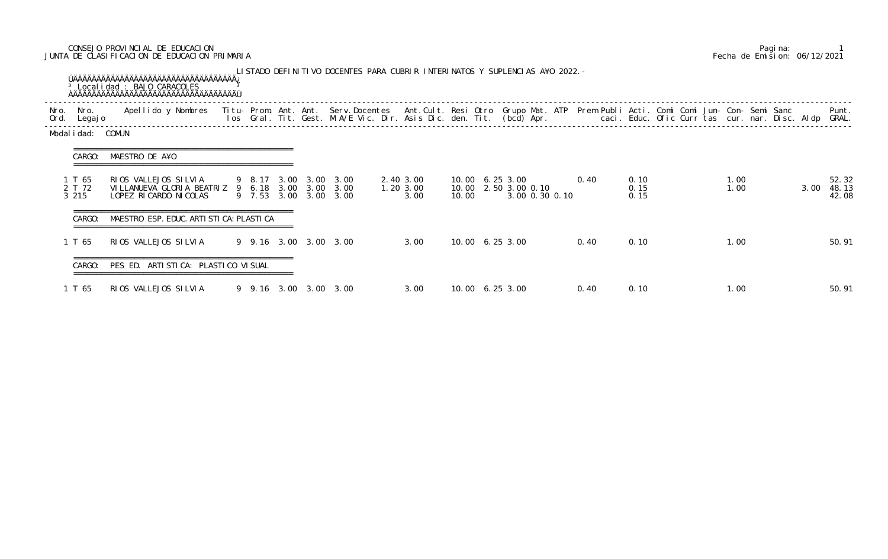CONSEJO PROVINCIAL DE EDUCACION
JUNTA DE CLASIFICACION DE EDUCACION PRIMARIA

Fecha de Emision: 06/12/2021

LISTADO DEFINITIVO DOCENTES PARA CUBRIR INTERINATOS Y SUPLENCIAS A¥O 2022.-

Localidad : BAJO CARACOLES

Modalidad: COMUN

CARGO: MAESTRO DE A¥O

| Nro. Ord. | Nro. Legajo | Apellido y Nombres | Titulos | Prom. Gral. | Ant. Tit. | Ant. Gest. | Serv. Docentes M.A/E Vic. Dir. | Ant. Cult. | Asis Dic. | Resi den. | Otro Tit. | Grupo (bcd) | Mat. Apr. | ATP | Prem | Publi caci. | Acti. Educ. | Comi Ofic | Comi Curr | Jun- tas | Con- cur. | Semi nar. | Sanc Disc. | Aldp | Punt. GRAL. |
|---|---|---|---|---|---|---|---|---|---|---|---|---|---|---|---|---|---|---|---|---|---|---|---|---|---|
| 1 | T 65 | RIOS VALLEJOS SILVIA | 9 | 8.17 | 3.00 | 3.00 | 3.00 | 2.40 | 3.00 | 10.00 | 6.25 | 3.00 | | | 0.40 | | 0.10 | | | | 1.00 | | | | 52.32 |
| 2 | T 72 | VILLANUEVA GLORIA BEATRIZ | 9 | 6.18 | 3.00 | 3.00 | 3.00 | 1.20 | 3.00 | 10.00 | 2.50 | 3.00 | 0.10 | | | | 0.15 | | | | 1.00 | | | 3.00 | 48.13 |
| 3 | 215 | LOPEZ RICARDO NICOLAS | 9 | 7.53 | 3.00 | 3.00 | 3.00 | | 3.00 | 10.00 | | 3.00 | 0.30 | 0.10 | | | 0.15 | | | | | | | | 42.08 |

CARGO: MAESTRO ESP. EDUC. ARTISTICA: PLASTICA

| Nro. Ord. | Nro. Legajo | Apellido y Nombres | Titulos | Prom. Gral. | Ant. Tit. | Ant. Gest. | Serv. Docentes M.A/E Vic. Dir. | Ant. Cult. | Asis Dic. | Resi den. | Otro Tit. | Grupo (bcd) | Mat. Apr. | ATP | Prem | Publi caci. | Acti. Educ. | Comi Ofic | Comi Curr | Jun- tas | Con- cur. | Semi nar. | Sanc Disc. | Aldp | Punt. GRAL. |
|---|---|---|---|---|---|---|---|---|---|---|---|---|---|---|---|---|---|---|---|---|---|---|---|---|---|
| 1 | T 65 | RIOS VALLEJOS SILVIA | 9 | 9.16 | 3.00 | 3.00 | 3.00 | | 3.00 | 10.00 | 6.25 | 3.00 | | | 0.40 | | 0.10 | | | | 1.00 | | | | 50.91 |

CARGO: PES ED. ARTISTICA: PLASTICO VISUAL

| Nro. Ord. | Nro. Legajo | Apellido y Nombres | Titulos | Prom. Gral. | Ant. Tit. | Ant. Gest. | Serv. Docentes M.A/E Vic. Dir. | Ant. Cult. | Asis Dic. | Resi den. | Otro Tit. | Grupo (bcd) | Mat. Apr. | ATP | Prem | Publi caci. | Acti. Educ. | Comi Ofic | Comi Curr | Jun- tas | Con- cur. | Semi nar. | Sanc Disc. | Aldp | Punt. GRAL. |
|---|---|---|---|---|---|---|---|---|---|---|---|---|---|---|---|---|---|---|---|---|---|---|---|---|---|
| 1 | T 65 | RIOS VALLEJOS SILVIA | 9 | 9.16 | 3.00 | 3.00 | 3.00 | | 3.00 | 10.00 | 6.25 | 3.00 | | | 0.40 | | 0.10 | | | | 1.00 | | | | 50.91 |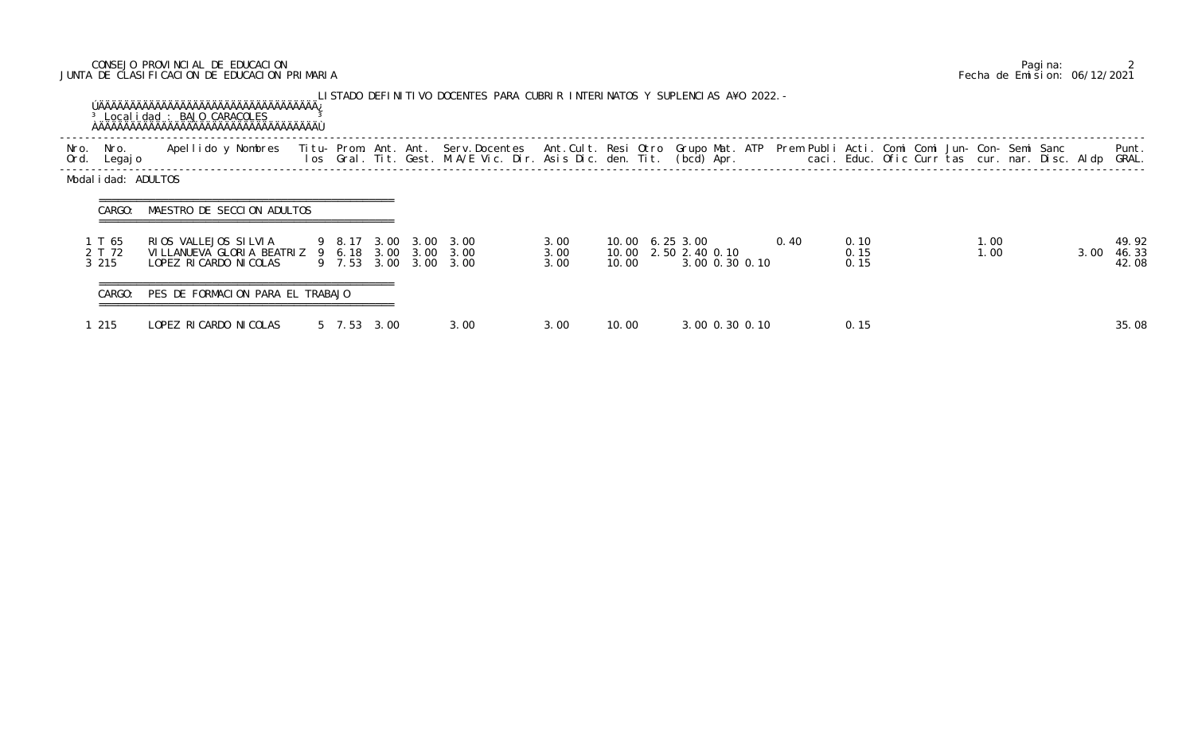CONSEJO PROVINCIAL DE EDUCACION
JUNTA DE CLASIFICACION DE EDUCACION PRIMARIA

Pagina: 2
Fecha de Emision: 06/12/2021

LISTADO DEFINITIVO DOCENTES PARA CUBRIR INTERINATOS Y SUPLENCIAS A¥O 2022.-

Localidad : BAJO CARACOLES

Modalidad: ADULTOS

CARGO: MAESTRO DE SECCION ADULTOS

| Nro. Ord. | Nro. Legajo | Apellido y Nombres | Titulos | Prom. Gral. | Ant. Tit. | Ant. Gest. | Serv. Docentes M.A/E Vic. Dir. | Ant. Cult. Asis Dic. | Resi den. | Otro Tit. | Grupo Mat. (bcd) | ATP Apr. | Prem | Publi caci. | Acti. Educ. | Comi Ofic | Comi Curr | Jun-tas | Con-cur. | Semi nar. | Sanc Disc. | Aldp | Punt. GRAL. |
|---|---|---|---|---|---|---|---|---|---|---|---|---|---|---|---|---|---|---|---|---|---|---|---|
| 1 | T 65 | RIOS VALLEJOS SILVIA | 9 | 8.17 | 3.00 | 3.00 | 3.00 | 3.00 | 10.00 | 6.25 | 3.00 | | 0.40 | | 0.10 | | | | 1.00 | | | | 49.92 |
| 2 | T 72 | VILLANUEVA GLORIA BEATRIZ | 9 | 6.18 | 3.00 | 3.00 | 3.00 | 3.00 | 10.00 | 2.50 | 2.40 | 0.10 | | | 0.15 | | | | 1.00 | | | 3.00 | 46.33 |
| 3 | 215 | LOPEZ RICARDO NICOLAS | 9 | 7.53 | 3.00 | 3.00 | 3.00 | 3.00 | 10.00 | | 3.00 | 0.30 0.10 | | | 0.15 | | | | | | | | 42.08 |

CARGO: PES DE FORMACION PARA EL TRABAJO

| Nro. Ord. | Nro. Legajo | Apellido y Nombres | Titulos | Prom. Gral. | Ant. Tit. | Ant. Gest. | Serv. Docentes M.A/E Vic. Dir. | Ant. Cult. Asis Dic. | Resi den. | Otro Tit. | Grupo Mat. (bcd) | ATP Apr. | Prem | Publi caci. | Acti. Educ. | Comi Ofic | Comi Curr | Jun-tas | Con-cur. | Semi nar. | Sanc Disc. | Aldp | Punt. GRAL. |
|---|---|---|---|---|---|---|---|---|---|---|---|---|---|---|---|---|---|---|---|---|---|---|---|
| 1 | 215 | LOPEZ RICARDO NICOLAS | 5 | 7.53 | 3.00 | | 3.00 | 3.00 | 10.00 | | 3.00 | 0.30 0.10 | | | 0.15 | | | | | | | | 35.08 |